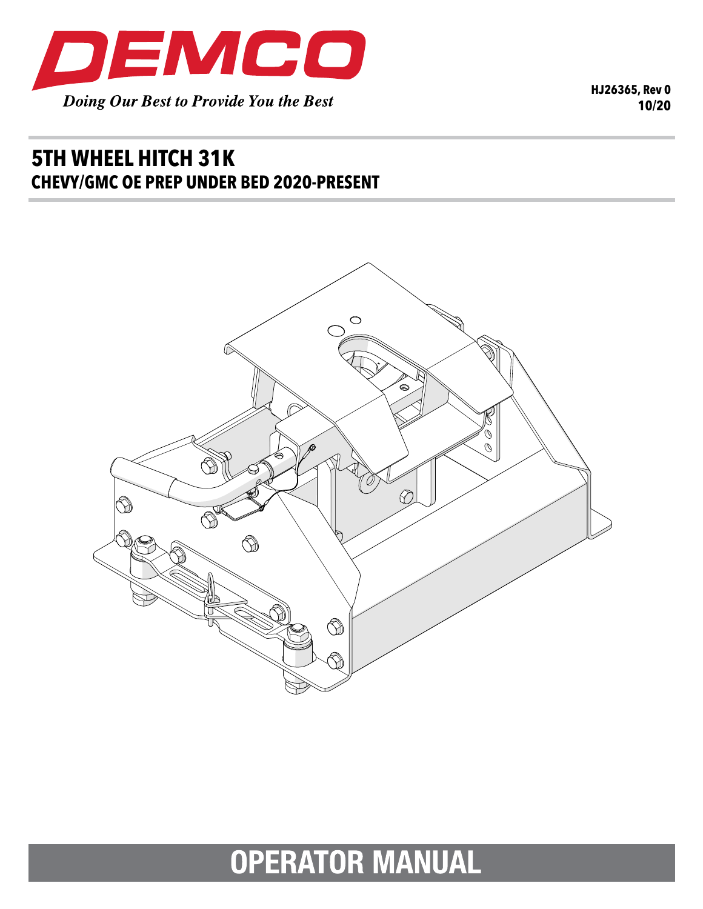DEMCO

*Doing Our Best to Provide You the Best*

HJ26365, Rev 0
10/20

# 5TH WHEEL HITCH 31K
## CHEVY/GMC OE PREP UNDER BED 2020-PRESENT

# OPERATOR MANUAL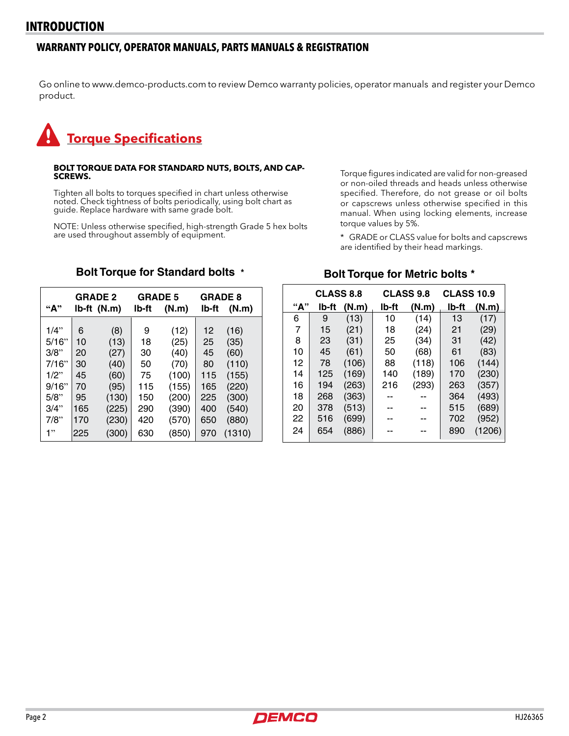# INTRODUCTION

## WARRANTY POLICY, OPERATOR MANUALS, PARTS MANUALS & REGISTRATION

Go online to www.demco-products.com to review Demco warranty policies, operator manuals and register your Demco product.

## Torque Specifications

**BOLT TORQUE DATA FOR STANDARD NUTS, BOLTS, AND CAP-SCREWS.**

Tighten all bolts to torques specified in chart unless otherwise noted. Check tightness of bolts periodically, using bolt chart as guide. Replace hardware with same grade bolt.

NOTE: Unless otherwise specified, high-strength Grade 5 hex bolts are used throughout assembly of equipment.

Torque figures indicated are valid for non-greased or non-oiled threads and heads unless otherwise specified. Therefore, do not grease or oil bolts or capscrews unless otherwise specified in this manual. When using locking elements, increase torque values by 5%.

* GRADE or CLASS value for bolts and capscrews are identified by their head markings.

### Bolt Torque for Standard bolts *

| "A" | GRADE 2 lb-ft | (N.m) | GRADE 5 lb-ft | (N.m) | GRADE 8 lb-ft | (N.m) |
|---|---|---|---|---|---|---|
| 1/4" | 6 | (8) | 9 | (12) | 12 | (16) |
| 5/16" | 10 | (13) | 18 | (25) | 25 | (35) |
| 3/8" | 20 | (27) | 30 | (40) | 45 | (60) |
| 7/16" | 30 | (40) | 50 | (70) | 80 | (110) |
| 1/2" | 45 | (60) | 75 | (100) | 115 | (155) |
| 9/16" | 70 | (95) | 115 | (155) | 165 | (220) |
| 5/8" | 95 | (130) | 150 | (200) | 225 | (300) |
| 3/4" | 165 | (225) | 290 | (390) | 400 | (540) |
| 7/8" | 170 | (230) | 420 | (570) | 650 | (880) |
| 1" | 225 | (300) | 630 | (850) | 970 | (1310) |

### Bolt Torque for Metric bolts *

| "A" | CLASS 8.8 lb-ft | (N.m) | CLASS 9.8 lb-ft | (N.m) | CLASS 10.9 lb-ft | (N.m) |
|---|---|---|---|---|---|---|
| 6 | 9 | (13) | 10 | (14) | 13 | (17) |
| 7 | 15 | (21) | 18 | (24) | 21 | (29) |
| 8 | 23 | (31) | 25 | (34) | 31 | (42) |
| 10 | 45 | (61) | 50 | (68) | 61 | (83) |
| 12 | 78 | (106) | 88 | (118) | 106 | (144) |
| 14 | 125 | (169) | 140 | (189) | 170 | (230) |
| 16 | 194 | (263) | 216 | (293) | 263 | (357) |
| 18 | 268 | (363) | -- | -- | 364 | (493) |
| 20 | 378 | (513) | -- | -- | 515 | (689) |
| 22 | 516 | (699) | -- | -- | 702 | (952) |
| 24 | 654 | (886) | -- | -- | 890 | (1206) |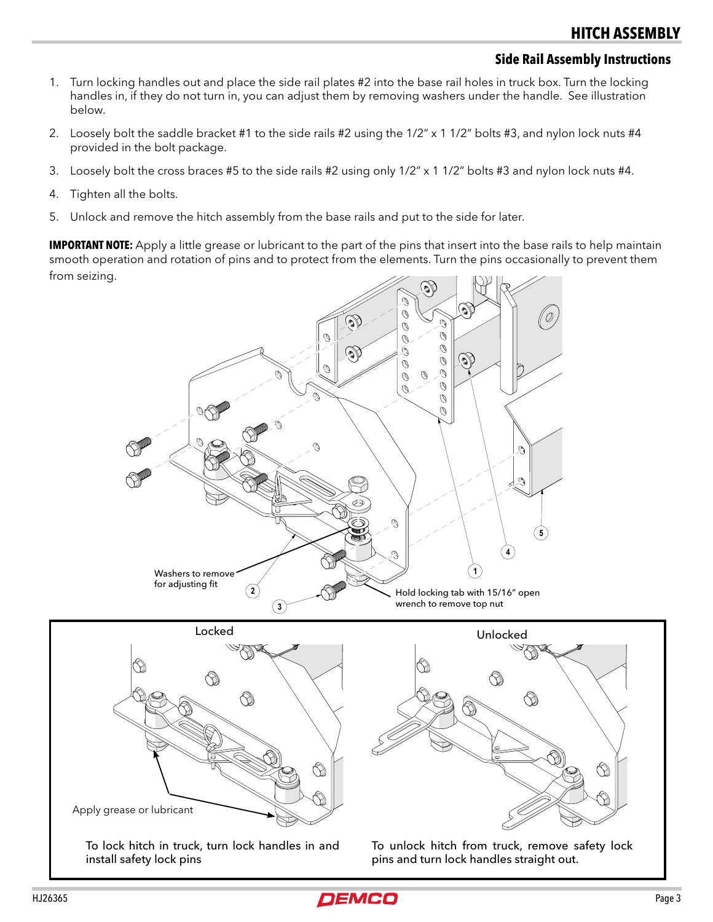# HITCH ASSEMBLY

## Side Rail Assembly Instructions

1. Turn locking handles out and place the side rail plates #2 into the base rail holes in truck box. Turn the locking handles in, if they do not turn in, you can adjust them by removing washers under the handle. See illustration below.
2. Loosely bolt the saddle bracket #1 to the side rails #2 using the 1/2" x 1 1/2" bolts #3, and nylon lock nuts #4 provided in the bolt package.
3. Loosely bolt the cross braces #5 to the side rails #2 using only 1/2" x 1 1/2" bolts #3 and nylon lock nuts #4.
4. Tighten all the bolts.
5. Unlock and remove the hitch assembly from the base rails and put to the side for later.

**IMPORTANT NOTE:** Apply a little grease or lubricant to the part of the pins that insert into the base rails to help maintain smooth operation and rotation of pins and to protect from the elements. Turn the pins occasionally to prevent them from seizing.

Washers to remove for adjusting fit

Hold locking tab with 15/16" open wrench to remove top nut

1 2 3 4 5

Locked

Apply grease or lubricant

To lock hitch in truck, turn lock handles in and install safety lock pins

Unlocked

To unlock hitch from truck, remove safety lock pins and turn lock handles straight out.

HJ26365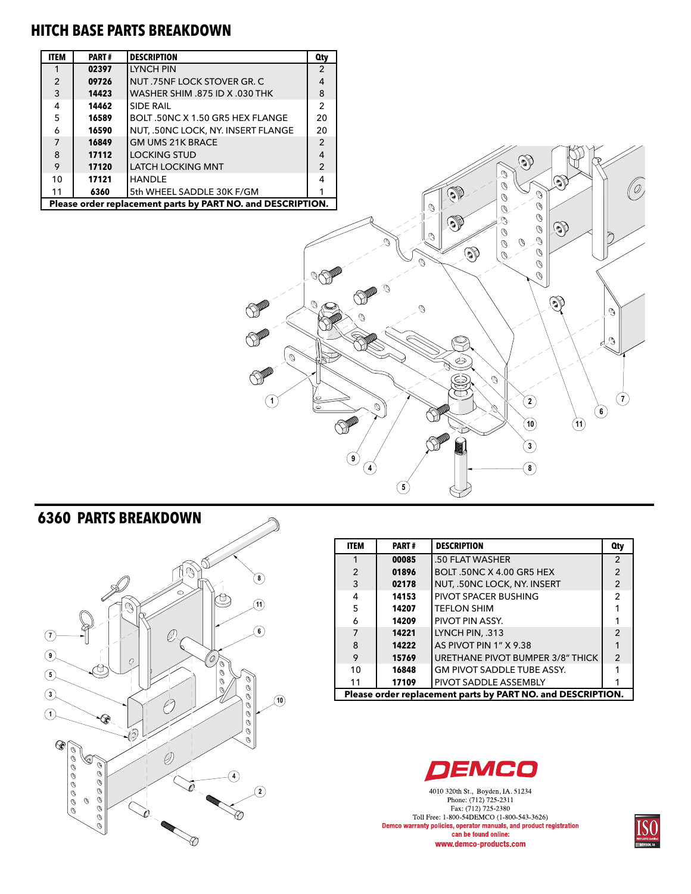## HITCH BASE PARTS BREAKDOWN

| ITEM | PART # | DESCRIPTION | Qty |
|---|---|---|---|
| 1 | 02397 | LYNCH PIN | 2 |
| 2 | 09726 | NUT .75NF LOCK STOVER GR. C | 4 |
| 3 | 14423 | WASHER SHIM .875 ID X .030 THK | 8 |
| 4 | 14462 | SIDE RAIL | 2 |
| 5 | 16589 | BOLT .50NC X 1.50 GR5 HEX FLANGE | 20 |
| 6 | 16590 | NUT, .50NC LOCK, NY. INSERT FLANGE | 20 |
| 7 | 16849 | GM UMS 21K BRACE | 2 |
| 8 | 17112 | LOCKING STUD | 4 |
| 9 | 17120 | LATCH LOCKING MNT | 2 |
| 10 | 17121 | HANDLE | 4 |
| 11 | 6360 | 5th WHEEL SADDLE 30K F/GM | 1 |

**Please order replacement parts by PART NO. and DESCRIPTION.**

1
2
3
4
5
6
7
8
9
10
11

## 6360 PARTS BREAKDOWN

1
2
3
4
5
6
7
8
9
10
11

| ITEM | PART # | DESCRIPTION | Qty |
|---|---|---|---|
| 1 | 00085 | .50 FLAT WASHER | 2 |
| 2 | 01896 | BOLT .50NC X 4.00 GR5 HEX | 2 |
| 3 | 02178 | NUT, .50NC LOCK, NY. INSERT | 2 |
| 4 | 14153 | PIVOT SPACER BUSHING | 2 |
| 5 | 14207 | TEFLON SHIM | 1 |
| 6 | 14209 | PIVOT PIN ASSY. | 1 |
| 7 | 14221 | LYNCH PIN, .313 | 2 |
| 8 | 14222 | AS PIVOT PIN 1" X 9.38 | 1 |
| 9 | 15769 | URETHANE PIVOT BUMPER 3/8" THICK | 2 |
| 10 | 16848 | GM PIVOT SADDLE TUBE ASSY. | 1 |
| 11 | 17109 | PIVOT SADDLE ASSEMBLY | 1 |

**Please order replacement parts by PART NO. and DESCRIPTION.**

DEMCO

4010 320th St., Boyden, IA. 51234
Phone: (712) 725-2311
Fax: (712) 725-2380
Toll Free: 1-800-54DEMCO (1-800-543-3626)

**Demco warranty policies, operator manuals, and product registration can be found online:**
**www.demco-products.com**

ISO